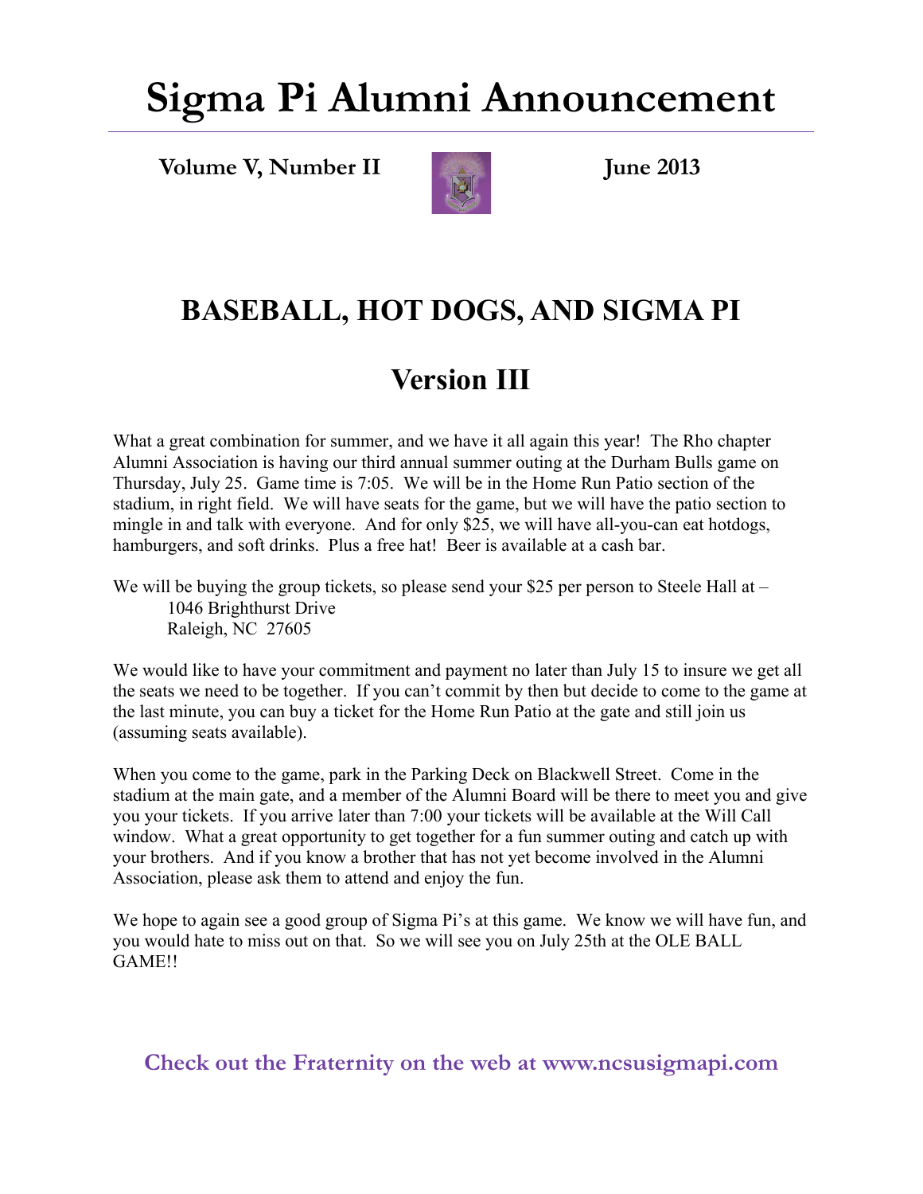# Sigma Pi Alumni Announcement

**Volume V, Number II** **June 2013**

## BASEBALL, HOT DOGS, AND SIGMA PI

## Version III

What a great combination for summer, and we have it all again this year! The Rho chapter Alumni Association is having our third annual summer outing at the Durham Bulls game on Thursday, July 25. Game time is 7:05. We will be in the Home Run Patio section of the stadium, in right field. We will have seats for the game, but we will have the patio section to mingle in and talk with everyone. And for only $25, we will have all-you-can eat hotdogs, hamburgers, and soft drinks. Plus a free hat! Beer is available at a cash bar.

We will be buying the group tickets, so please send your $25 per person to Steele Hall at –

1046 Brighthurst Drive
Raleigh, NC 27605

We would like to have your commitment and payment no later than July 15 to insure we get all the seats we need to be together. If you can't commit by then but decide to come to the game at the last minute, you can buy a ticket for the Home Run Patio at the gate and still join us (assuming seats available).

When you come to the game, park in the Parking Deck on Blackwell Street. Come in the stadium at the main gate, and a member of the Alumni Board will be there to meet you and give you your tickets. If you arrive later than 7:00 your tickets will be available at the Will Call window. What a great opportunity to get together for a fun summer outing and catch up with your brothers. And if you know a brother that has not yet become involved in the Alumni Association, please ask them to attend and enjoy the fun.

We hope to again see a good group of Sigma Pi's at this game. We know we will have fun, and you would hate to miss out on that. So we will see you on July 25th at the OLE BALL GAME!!

**Check out the Fraternity on the web at www.ncsusigmapi.com**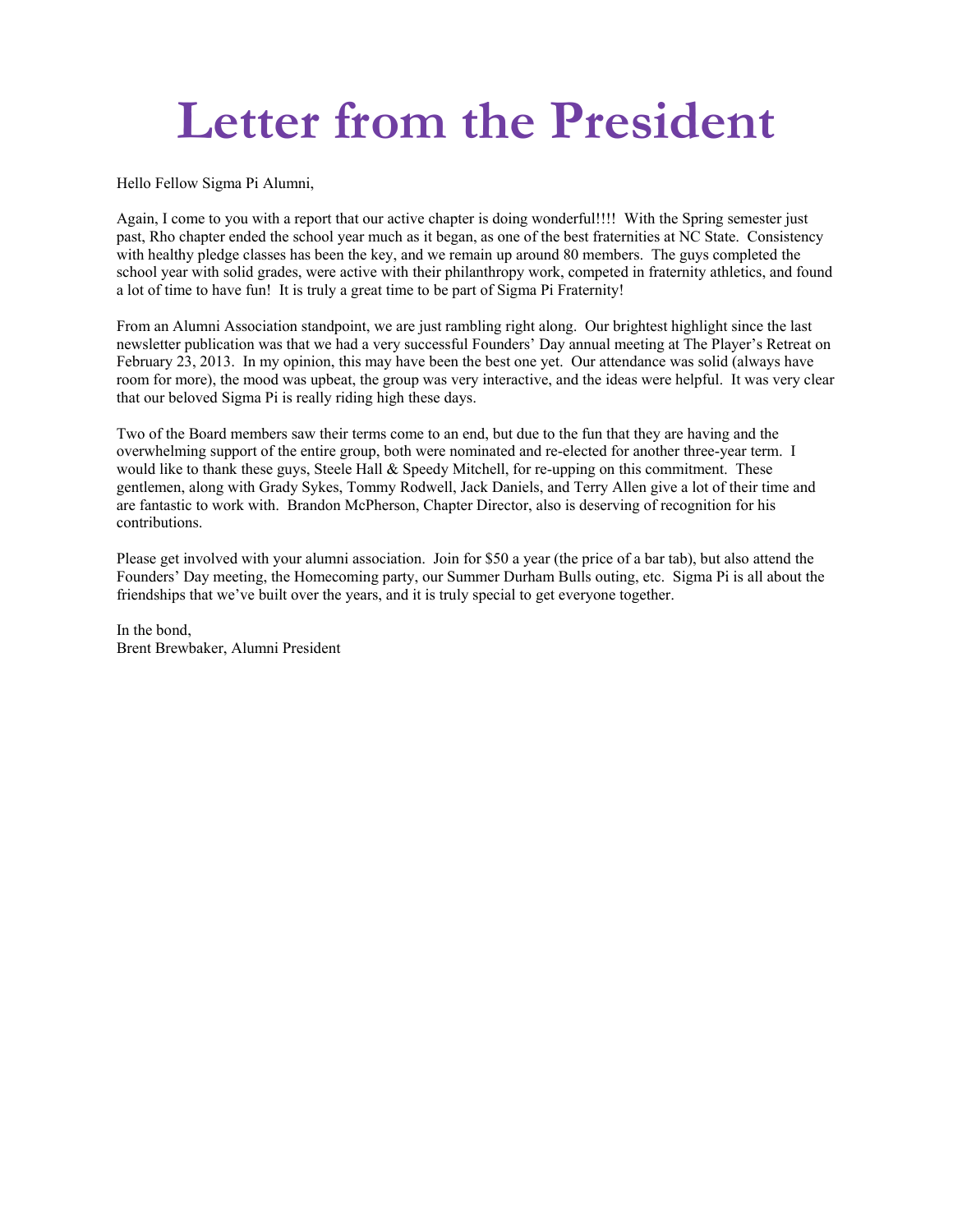# Letter from the President

Hello Fellow Sigma Pi Alumni,

Again, I come to you with a report that our active chapter is doing wonderful!!!! With the Spring semester just past, Rho chapter ended the school year much as it began, as one of the best fraternities at NC State. Consistency with healthy pledge classes has been the key, and we remain up around 80 members. The guys completed the school year with solid grades, were active with their philanthropy work, competed in fraternity athletics, and found a lot of time to have fun! It is truly a great time to be part of Sigma Pi Fraternity!

From an Alumni Association standpoint, we are just rambling right along. Our brightest highlight since the last newsletter publication was that we had a very successful Founders' Day annual meeting at The Player's Retreat on February 23, 2013. In my opinion, this may have been the best one yet. Our attendance was solid (always have room for more), the mood was upbeat, the group was very interactive, and the ideas were helpful. It was very clear that our beloved Sigma Pi is really riding high these days.

Two of the Board members saw their terms come to an end, but due to the fun that they are having and the overwhelming support of the entire group, both were nominated and re-elected for another three-year term. I would like to thank these guys, Steele Hall & Speedy Mitchell, for re-upping on this commitment. These gentlemen, along with Grady Sykes, Tommy Rodwell, Jack Daniels, and Terry Allen give a lot of their time and are fantastic to work with. Brandon McPherson, Chapter Director, also is deserving of recognition for his contributions.

Please get involved with your alumni association. Join for $50 a year (the price of a bar tab), but also attend the Founders' Day meeting, the Homecoming party, our Summer Durham Bulls outing, etc. Sigma Pi is all about the friendships that we've built over the years, and it is truly special to get everyone together.

In the bond,
Brent Brewbaker, Alumni President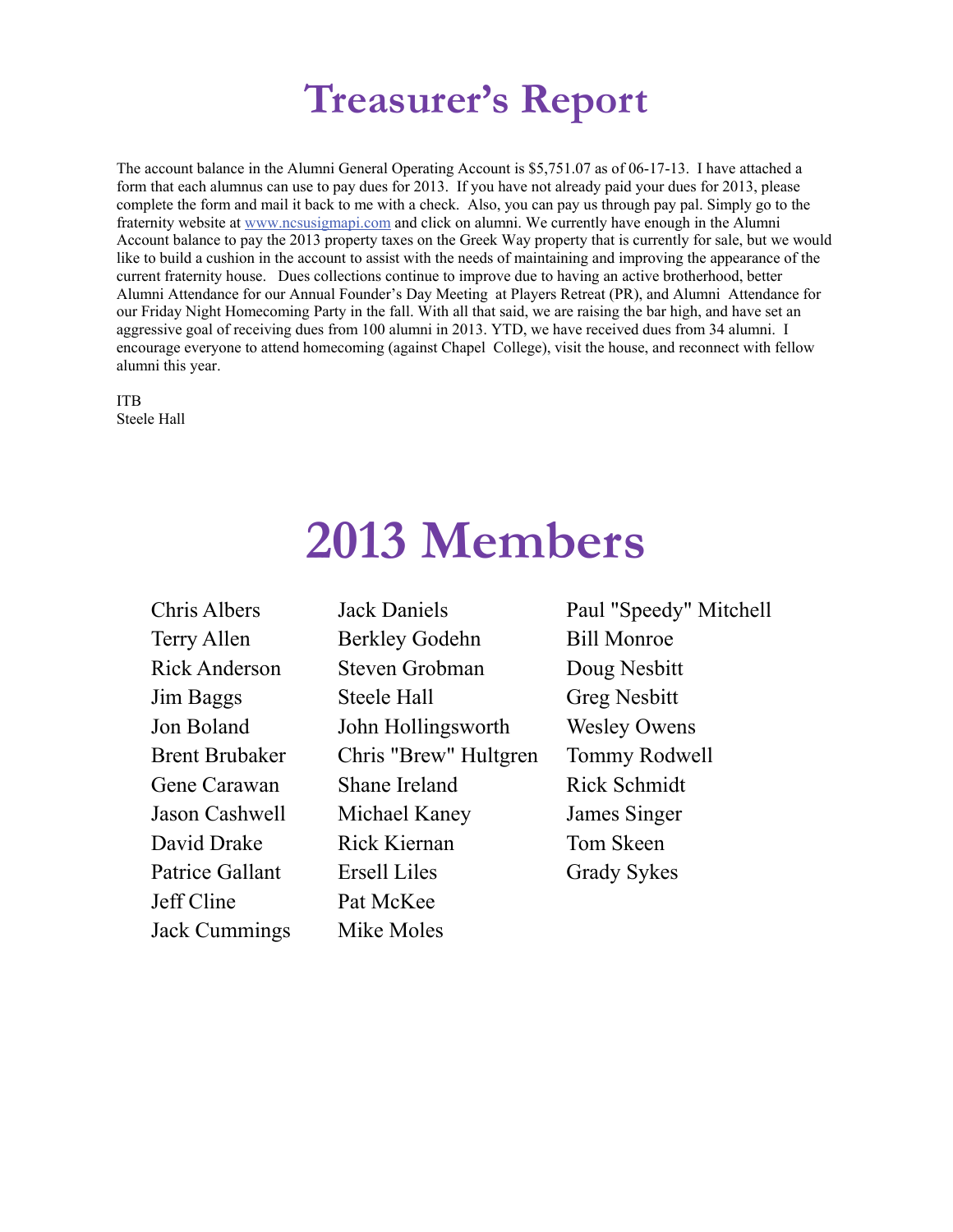# Treasurer's Report

The account balance in the Alumni General Operating Account is $5,751.07 as of 06-17-13. I have attached a form that each alumnus can use to pay dues for 2013. If you have not already paid your dues for 2013, please complete the form and mail it back to me with a check. Also, you can pay us through pay pal. Simply go to the fraternity website at www.ncsusigmapi.com and click on alumni. We currently have enough in the Alumni Account balance to pay the 2013 property taxes on the Greek Way property that is currently for sale, but we would like to build a cushion in the account to assist with the needs of maintaining and improving the appearance of the current fraternity house. Dues collections continue to improve due to having an active brotherhood, better Alumni Attendance for our Annual Founder's Day Meeting at Players Retreat (PR), and Alumni Attendance for our Friday Night Homecoming Party in the fall. With all that said, we are raising the bar high, and have set an aggressive goal of receiving dues from 100 alumni in 2013. YTD, we have received dues from 34 alumni. I encourage everyone to attend homecoming (against Chapel College), visit the house, and reconnect with fellow alumni this year.

ITB
Steele Hall

# 2013 Members

- Chris Albers
- Terry Allen
- Rick Anderson
- Jim Baggs
- Jon Boland
- Brent Brubaker
- Gene Carawan
- Jason Cashwell
- David Drake
- Patrice Gallant
- Jeff Cline
- Jack Cummings
- Jack Daniels
- Berkley Godehn
- Steven Grobman
- Steele Hall
- John Hollingsworth
- Chris "Brew" Hultgren
- Shane Ireland
- Michael Kaney
- Rick Kiernan
- Ersell Liles
- Pat McKee
- Mike Moles
- Paul "Speedy" Mitchell
- Bill Monroe
- Doug Nesbitt
- Greg Nesbitt
- Wesley Owens
- Tommy Rodwell
- Rick Schmidt
- James Singer
- Tom Skeen
- Grady Sykes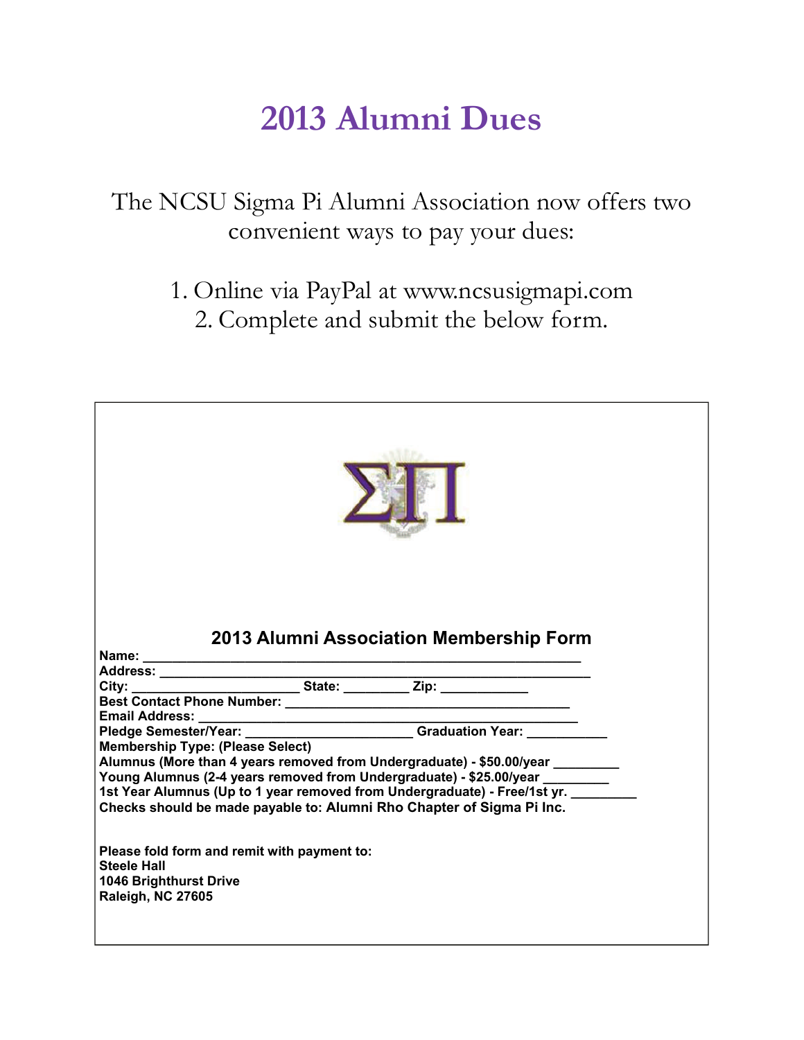# 2013 Alumni Dues

The NCSU Sigma Pi Alumni Association now offers two convenient ways to pay your dues:

1. Online via PayPal at www.ncsusigmapi.com
2. Complete and submit the below form.

## 2013 Alumni Association Membership Form

**Name: ______________________________________________________**
**Address: ______________________________________________________**
**City: ______________________ State: ________ Zip: ___________**
**Best Contact Phone Number: _____________________________________**
**Email Address: __________________________________________________**
**Pledge Semester/Year: ______________________ Graduation Year: __________**
**Membership Type: (Please Select)**
**Alumnus (More than 4 years removed from Undergraduate) - $50.00/year ________**
**Young Alumnus (2-4 years removed from Undergraduate) - $25.00/year ________**
**1st Year Alumnus (Up to 1 year removed from Undergraduate) - Free/1st yr. ________**
**Checks should be made payable to: Alumni Rho Chapter of Sigma Pi Inc.**

**Please fold form and remit with payment to:**
**Steele Hall**
**1046 Brighthurst Drive**
**Raleigh, NC 27605**